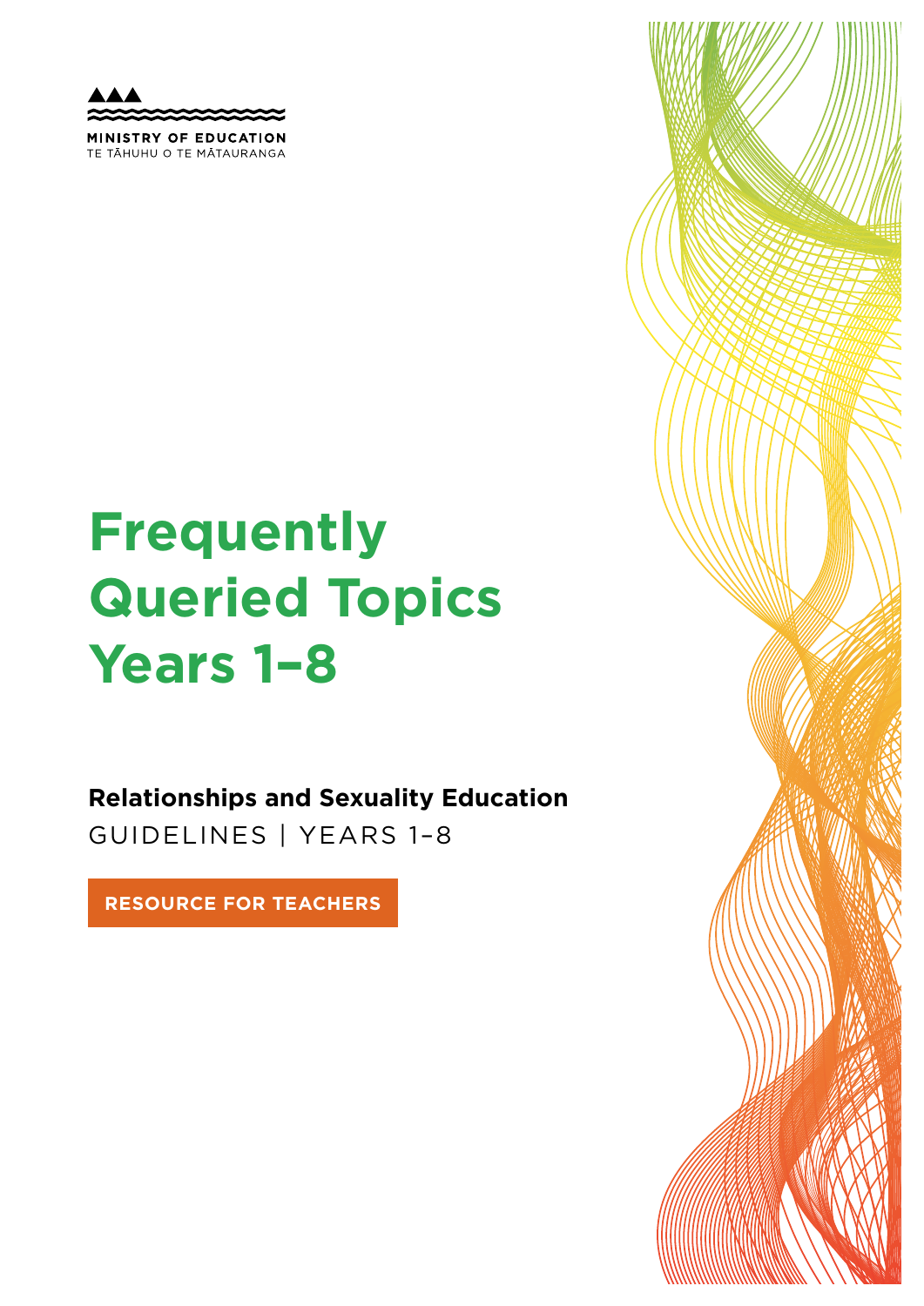MINISTRY OF EDUCATION
TE TĀHUHU O TE MĀTAURANGA

# Frequently Queried Topics Years 1–8

**Relationships and Sexuality Education**
GUIDELINES | YEARS 1–8

**RESOURCE FOR TEACHERS**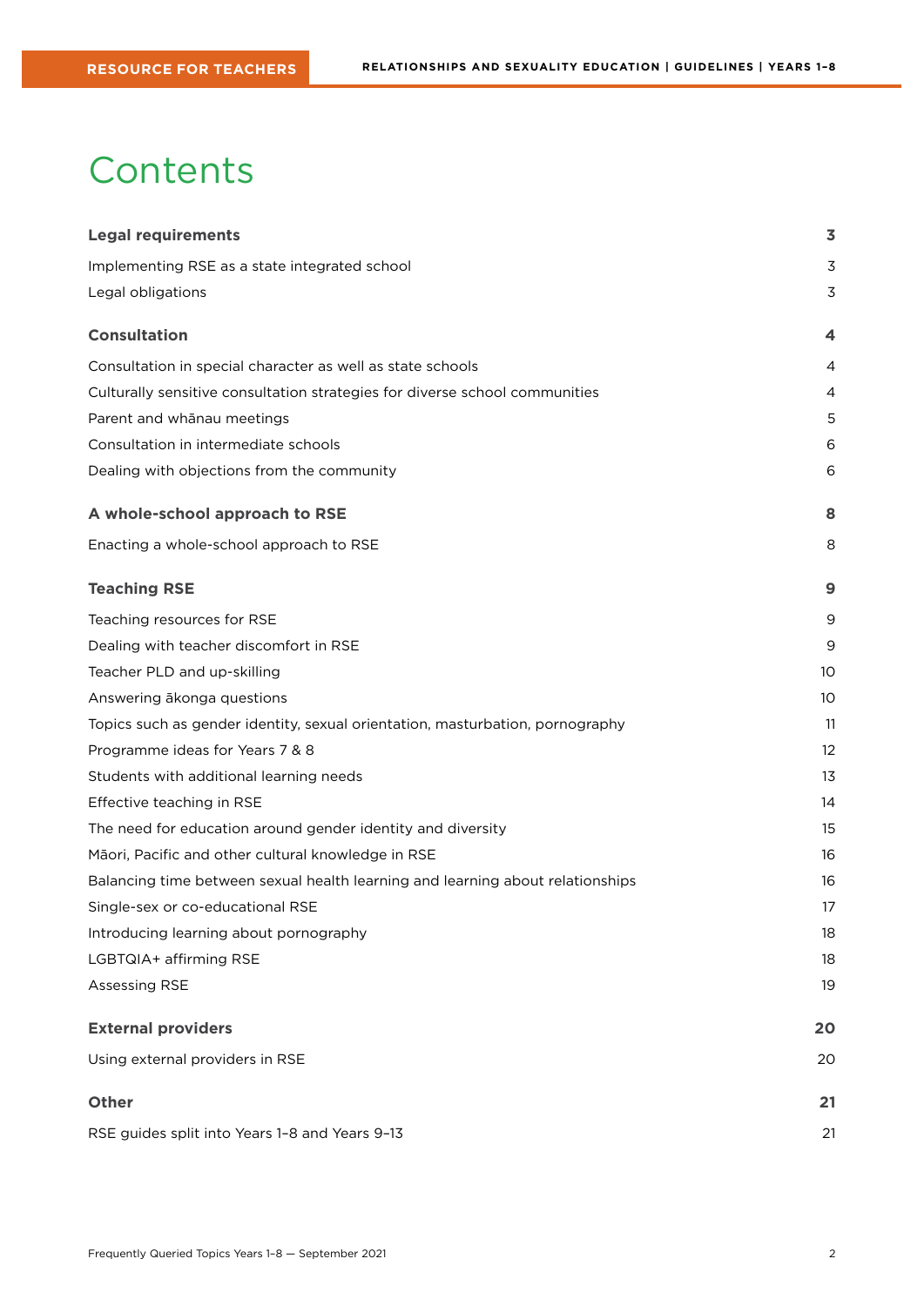# Contents

| | |
|---|---|
| **Legal requirements** | **3** |
| Implementing RSE as a state integrated school | 3 |
| Legal obligations | 3 |
| **Consultation** | **4** |
| Consultation in special character as well as state schools | 4 |
| Culturally sensitive consultation strategies for diverse school communities | 4 |
| Parent and whānau meetings | 5 |
| Consultation in intermediate schools | 6 |
| Dealing with objections from the community | 6 |
| **A whole-school approach to RSE** | **8** |
| Enacting a whole-school approach to RSE | 8 |
| **Teaching RSE** | **9** |
| Teaching resources for RSE | 9 |
| Dealing with teacher discomfort in RSE | 9 |
| Teacher PLD and up-skilling | 10 |
| Answering ākonga questions | 10 |
| Topics such as gender identity, sexual orientation, masturbation, pornography | 11 |
| Programme ideas for Years 7 & 8 | 12 |
| Students with additional learning needs | 13 |
| Effective teaching in RSE | 14 |
| The need for education around gender identity and diversity | 15 |
| Māori, Pacific and other cultural knowledge in RSE | 16 |
| Balancing time between sexual health learning and learning about relationships | 16 |
| Single-sex or co-educational RSE | 17 |
| Introducing learning about pornography | 18 |
| LGBTQIA+ affirming RSE | 18 |
| Assessing RSE | 19 |
| **External providers** | **20** |
| Using external providers in RSE | 20 |
| **Other** | **21** |
| RSE guides split into Years 1–8 and Years 9–13 | 21 |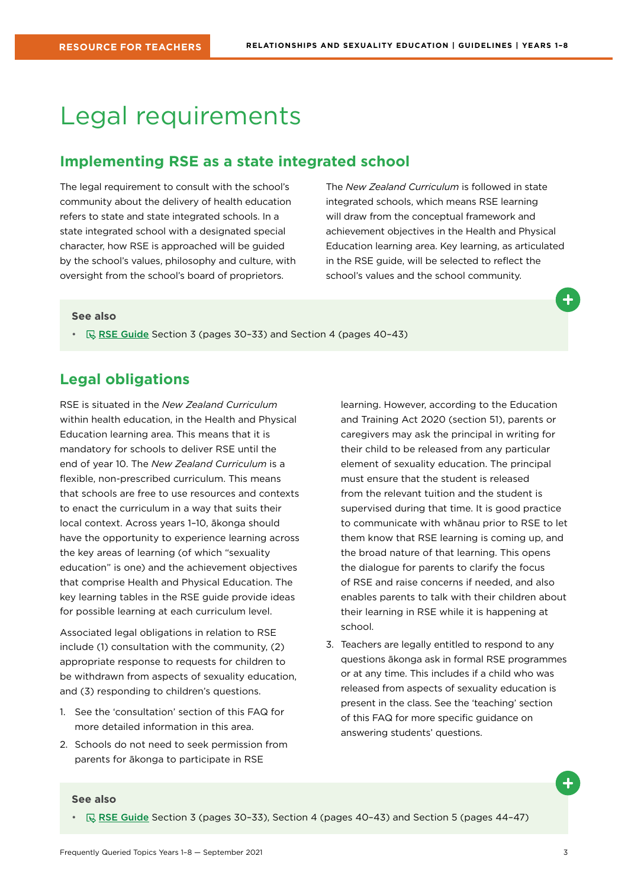# Legal requirements

## Implementing RSE as a state integrated school

The legal requirement to consult with the school's community about the delivery of health education refers to state and state integrated schools. In a state integrated school with a designated special character, how RSE is approached will be guided by the school's values, philosophy and culture, with oversight from the school's board of proprietors.

The *New Zealand Curriculum* is followed in state integrated schools, which means RSE learning will draw from the conceptual framework and achievement objectives in the Health and Physical Education learning area. Key learning, as articulated in the RSE guide, will be selected to reflect the school's values and the school community.

**See also**

- RSE Guide Section 3 (pages 30–33) and Section 4 (pages 40–43)

## Legal obligations

RSE is situated in the *New Zealand Curriculum* within health education, in the Health and Physical Education learning area. This means that it is mandatory for schools to deliver RSE until the end of year 10. The *New Zealand Curriculum* is a flexible, non-prescribed curriculum. This means that schools are free to use resources and contexts to enact the curriculum in a way that suits their local context. Across years 1–10, ākonga should have the opportunity to experience learning across the key areas of learning (of which "sexuality education" is one) and the achievement objectives that comprise Health and Physical Education. The key learning tables in the RSE guide provide ideas for possible learning at each curriculum level.

Associated legal obligations in relation to RSE include (1) consultation with the community, (2) appropriate response to requests for children to be withdrawn from aspects of sexuality education, and (3) responding to children's questions.

1. See the 'consultation' section of this FAQ for more detailed information in this area.
2. Schools do not need to seek permission from parents for ākonga to participate in RSE learning. However, according to the Education and Training Act 2020 (section 51), parents or caregivers may ask the principal in writing for their child to be released from any particular element of sexuality education. The principal must ensure that the student is released from the relevant tuition and the student is supervised during that time. It is good practice to communicate with whānau prior to RSE to let them know that RSE learning is coming up, and the broad nature of that learning. This opens the dialogue for parents to clarify the focus of RSE and raise concerns if needed, and also enables parents to talk with their children about their learning in RSE while it is happening at school.
3. Teachers are legally entitled to respond to any questions ākonga ask in formal RSE programmes or at any time. This includes if a child who was released from aspects of sexuality education is present in the class. See the 'teaching' section of this FAQ for more specific guidance on answering students' questions.

**See also**

- RSE Guide Section 3 (pages 30–33), Section 4 (pages 40–43) and Section 5 (pages 44–47)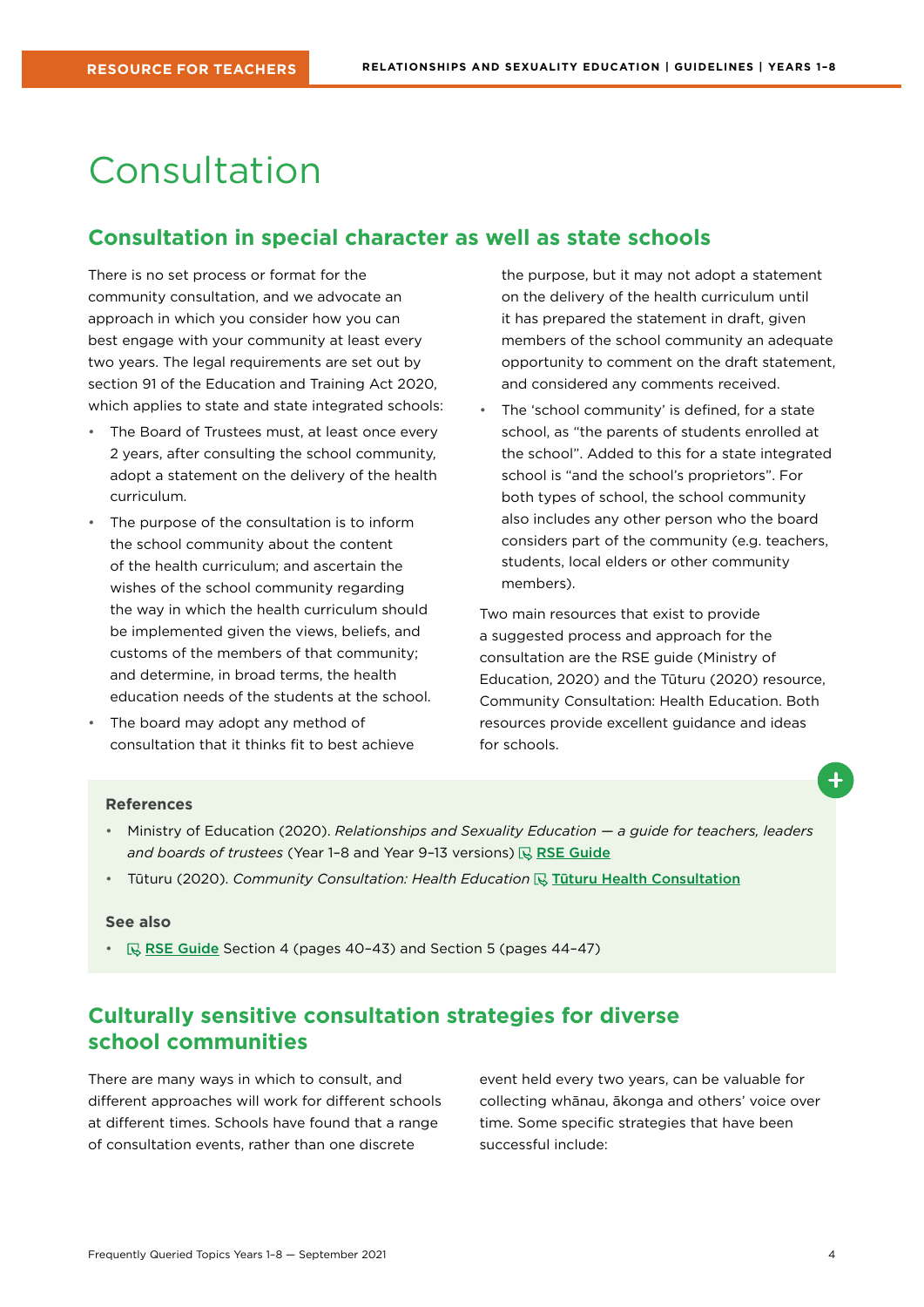# Consultation

## Consultation in special character as well as state schools

There is no set process or format for the community consultation, and we advocate an approach in which you consider how you can best engage with your community at least every two years. The legal requirements are set out by section 91 of the Education and Training Act 2020, which applies to state and state integrated schools:

- The Board of Trustees must, at least once every 2 years, after consulting the school community, adopt a statement on the delivery of the health curriculum.
- The purpose of the consultation is to inform the school community about the content of the health curriculum; and ascertain the wishes of the school community regarding the way in which the health curriculum should be implemented given the views, beliefs, and customs of the members of that community; and determine, in broad terms, the health education needs of the students at the school.
- The board may adopt any method of consultation that it thinks fit to best achieve the purpose, but it may not adopt a statement on the delivery of the health curriculum until it has prepared the statement in draft, given members of the school community an adequate opportunity to comment on the draft statement, and considered any comments received.
- The 'school community' is defined, for a state school, as "the parents of students enrolled at the school". Added to this for a state integrated school is "and the school's proprietors". For both types of school, the school community also includes any other person who the board considers part of the community (e.g. teachers, students, local elders or other community members).

Two main resources that exist to provide a suggested process and approach for the consultation are the RSE guide (Ministry of Education, 2020) and the Tūturu (2020) resource, Community Consultation: Health Education. Both resources provide excellent guidance and ideas for schools.

**References**

- Ministry of Education (2020). *Relationships and Sexuality Education — a guide for teachers, leaders and boards of trustees* (Year 1–8 and Year 9–13 versions) RSE Guide
- Tūturu (2020). *Community Consultation: Health Education* Tūturu Health Consultation

**See also**

- RSE Guide Section 4 (pages 40–43) and Section 5 (pages 44–47)

## Culturally sensitive consultation strategies for diverse school communities

There are many ways in which to consult, and different approaches will work for different schools at different times. Schools have found that a range of consultation events, rather than one discrete event held every two years, can be valuable for collecting whānau, ākonga and others' voice over time. Some specific strategies that have been successful include: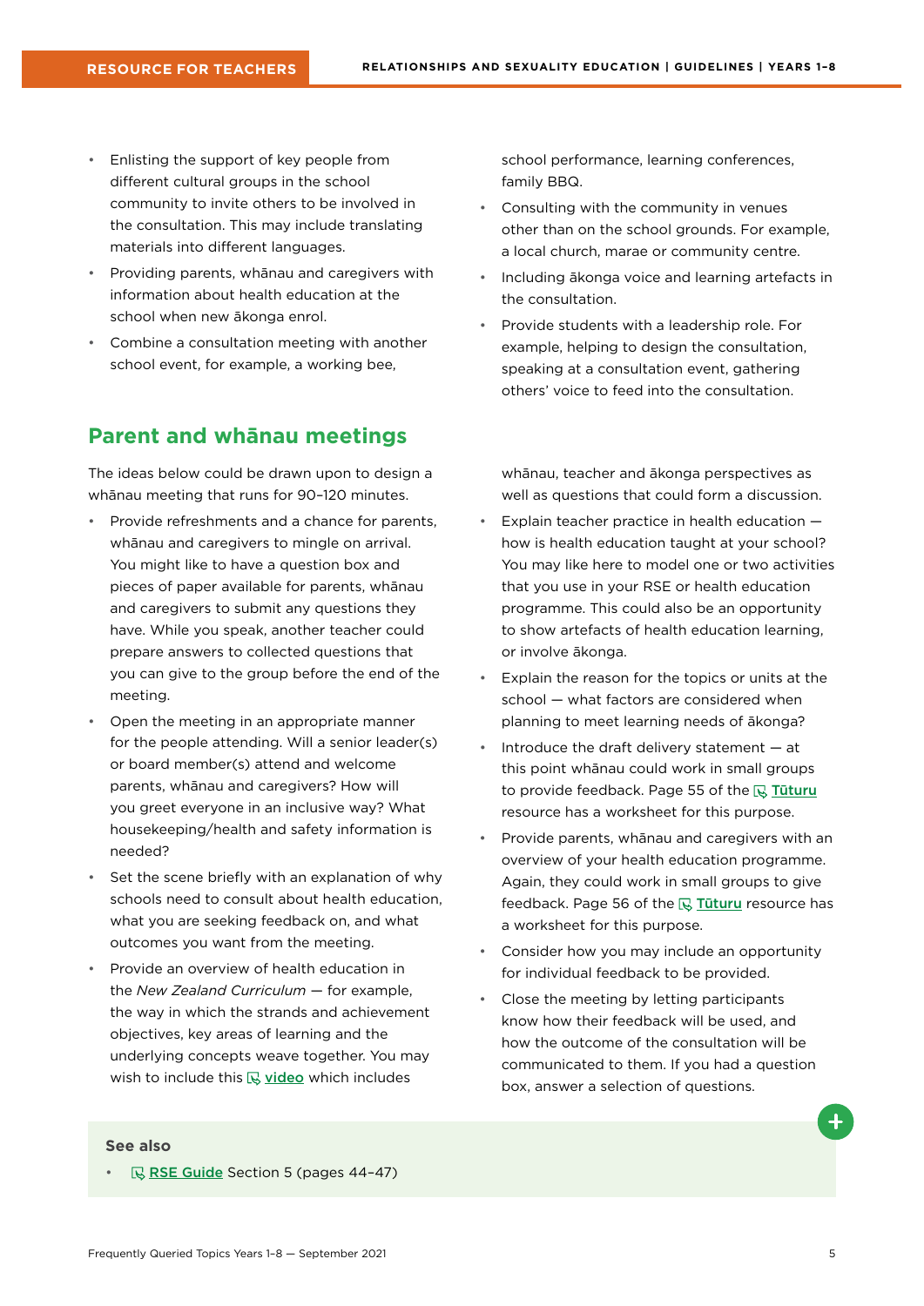- Enlisting the support of key people from different cultural groups in the school community to invite others to be involved in the consultation. This may include translating materials into different languages.
- Providing parents, whānau and caregivers with information about health education at the school when new ākonga enrol.
- Combine a consultation meeting with another school event, for example, a working bee, school performance, learning conferences, family BBQ.
- Consulting with the community in venues other than on the school grounds. For example, a local church, marae or community centre.
- Including ākonga voice and learning artefacts in the consultation.
- Provide students with a leadership role. For example, helping to design the consultation, speaking at a consultation event, gathering others' voice to feed into the consultation.

## Parent and whānau meetings

The ideas below could be drawn upon to design a whānau meeting that runs for 90–120 minutes.

- Provide refreshments and a chance for parents, whānau and caregivers to mingle on arrival. You might like to have a question box and pieces of paper available for parents, whānau and caregivers to submit any questions they have. While you speak, another teacher could prepare answers to collected questions that you can give to the group before the end of the meeting.
- Open the meeting in an appropriate manner for the people attending. Will a senior leader(s) or board member(s) attend and welcome parents, whānau and caregivers? How will you greet everyone in an inclusive way? What housekeeping/health and safety information is needed?
- Set the scene briefly with an explanation of why schools need to consult about health education, what you are seeking feedback on, and what outcomes you want from the meeting.
- Provide an overview of health education in the *New Zealand Curriculum* — for example, the way in which the strands and achievement objectives, key areas of learning and the underlying concepts weave together. You may wish to include this **video** which includes whānau, teacher and ākonga perspectives as well as questions that could form a discussion.
- Explain teacher practice in health education — how is health education taught at your school? You may like here to model one or two activities that you use in your RSE or health education programme. This could also be an opportunity to show artefacts of health education learning, or involve ākonga.
- Explain the reason for the topics or units at the school — what factors are considered when planning to meet learning needs of ākonga?
- Introduce the draft delivery statement — at this point whānau could work in small groups to provide feedback. Page 55 of the **Tūturu** resource has a worksheet for this purpose.
- Provide parents, whānau and caregivers with an overview of your health education programme. Again, they could work in small groups to give feedback. Page 56 of the **Tūturu** resource has a worksheet for this purpose.
- Consider how you may include an opportunity for individual feedback to be provided.
- Close the meeting by letting participants know how their feedback will be used, and how the outcome of the consultation will be communicated to them. If you had a question box, answer a selection of questions.

**See also**

- **RSE Guide** Section 5 (pages 44–47)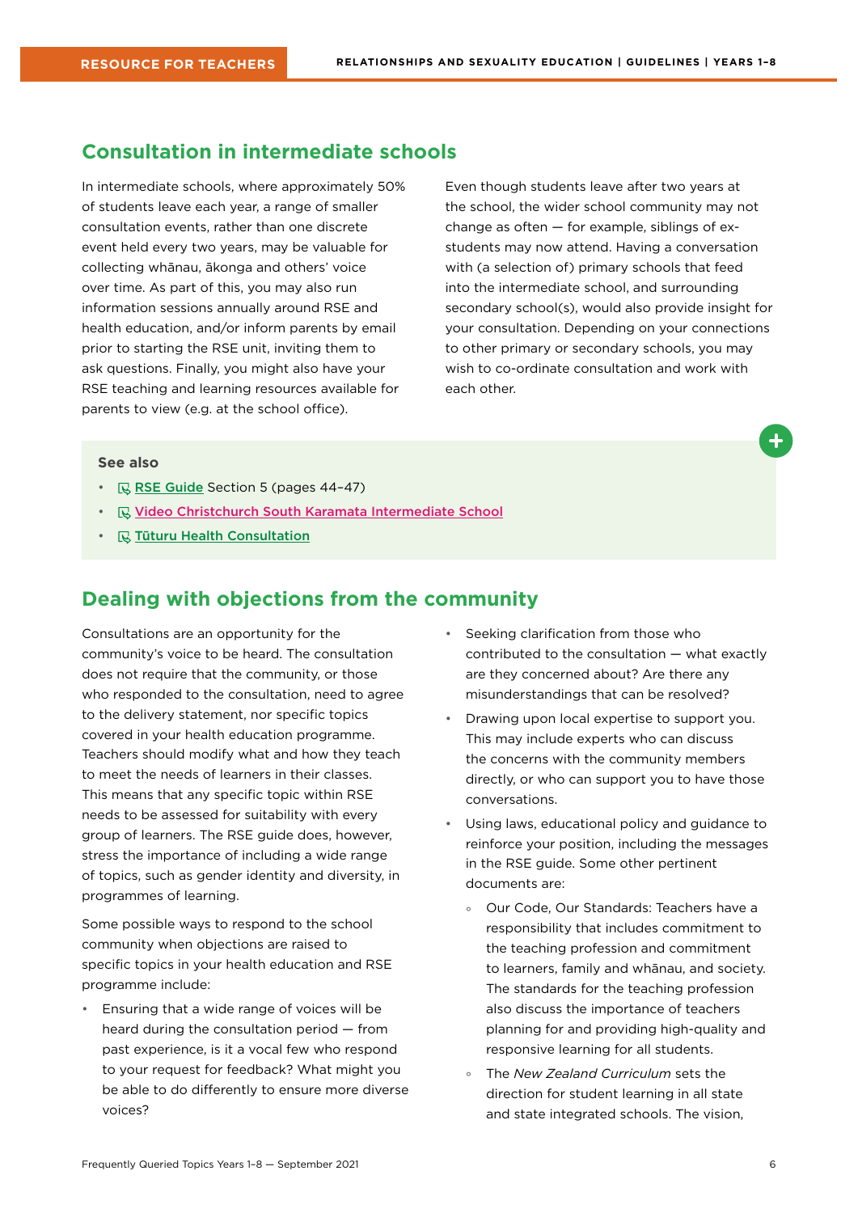## Consultation in intermediate schools

In intermediate schools, where approximately 50% of students leave each year, a range of smaller consultation events, rather than one discrete event held every two years, may be valuable for collecting whānau, ākonga and others' voice over time. As part of this, you may also run information sessions annually around RSE and health education, and/or inform parents by email prior to starting the RSE unit, inviting them to ask questions. Finally, you might also have your RSE teaching and learning resources available for parents to view (e.g. at the school office).

Even though students leave after two years at the school, the wider school community may not change as often — for example, siblings of ex-students may now attend. Having a conversation with (a selection of) primary schools that feed into the intermediate school, and surrounding secondary school(s), would also provide insight for your consultation. Depending on your connections to other primary or secondary schools, you may wish to co-ordinate consultation and work with each other.

**See also**

- RSE Guide Section 5 (pages 44–47)
- Video Christchurch South Karamata Intermediate School
- Tūturu Health Consultation

## Dealing with objections from the community

Consultations are an opportunity for the community's voice to be heard. The consultation does not require that the community, or those who responded to the consultation, need to agree to the delivery statement, nor specific topics covered in your health education programme. Teachers should modify what and how they teach to meet the needs of learners in their classes. This means that any specific topic within RSE needs to be assessed for suitability with every group of learners. The RSE guide does, however, stress the importance of including a wide range of topics, such as gender identity and diversity, in programmes of learning.

Some possible ways to respond to the school community when objections are raised to specific topics in your health education and RSE programme include:

- Ensuring that a wide range of voices will be heard during the consultation period — from past experience, is it a vocal few who respond to your request for feedback? What might you be able to do differently to ensure more diverse voices?
- Seeking clarification from those who contributed to the consultation — what exactly are they concerned about? Are there any misunderstandings that can be resolved?
- Drawing upon local expertise to support you. This may include experts who can discuss the concerns with the community members directly, or who can support you to have those conversations.
- Using laws, educational policy and guidance to reinforce your position, including the messages in the RSE guide. Some other pertinent documents are:
  - Our Code, Our Standards: Teachers have a responsibility that includes commitment to the teaching profession and commitment to learners, family and whānau, and society. The standards for the teaching profession also discuss the importance of teachers planning for and providing high-quality and responsive learning for all students.
  - The *New Zealand Curriculum* sets the direction for student learning in all state and state integrated schools. The vision,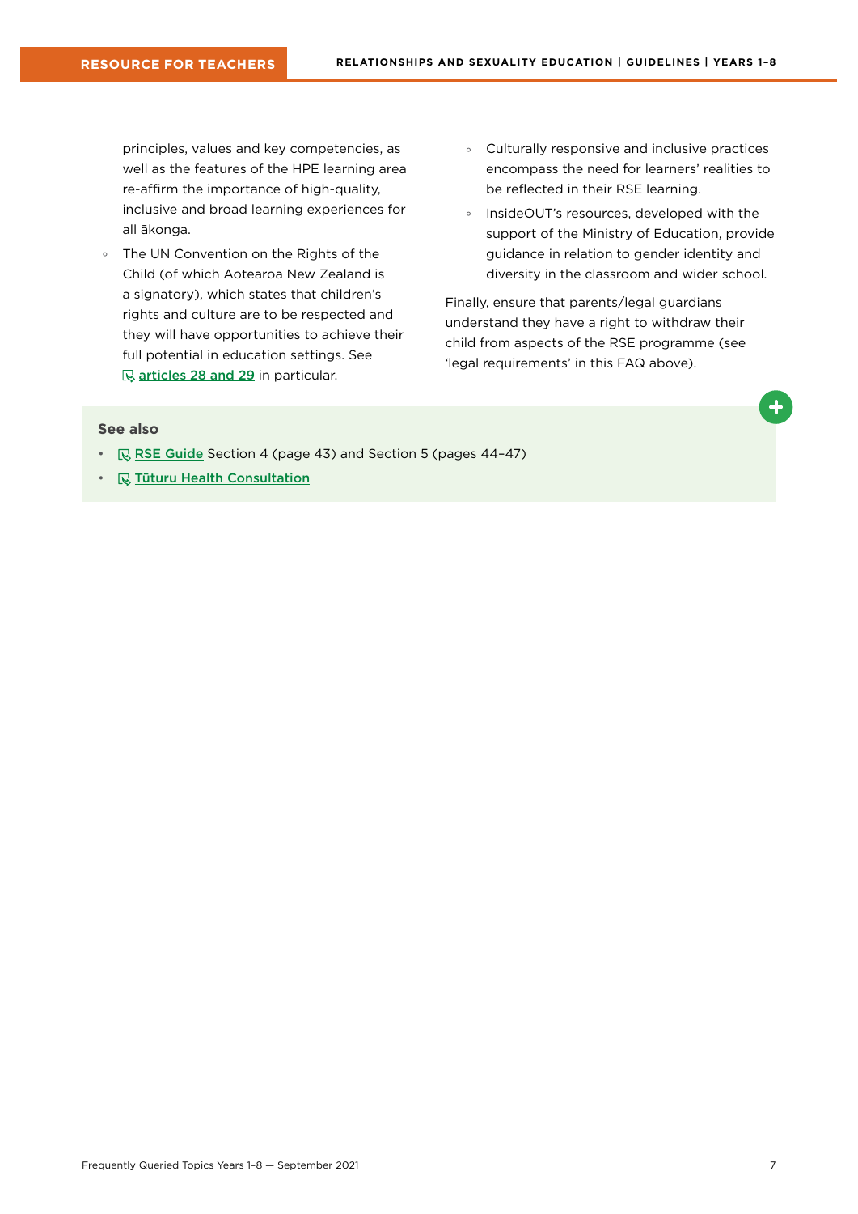principles, values and key competencies, as well as the features of the HPE learning area re-affirm the importance of high-quality, inclusive and broad learning experiences for all ākonga.

- The UN Convention on the Rights of the Child (of which Aotearoa New Zealand is a signatory), which states that children's rights and culture are to be respected and they will have opportunities to achieve their full potential in education settings. See **articles 28 and 29** in particular.
- Culturally responsive and inclusive practices encompass the need for learners' realities to be reflected in their RSE learning.
- InsideOUT's resources, developed with the support of the Ministry of Education, provide guidance in relation to gender identity and diversity in the classroom and wider school.

Finally, ensure that parents/legal guardians understand they have a right to withdraw their child from aspects of the RSE programme (see 'legal requirements' in this FAQ above).

**See also**

- **RSE Guide** Section 4 (page 43) and Section 5 (pages 44–47)
- **Tūturu Health Consultation**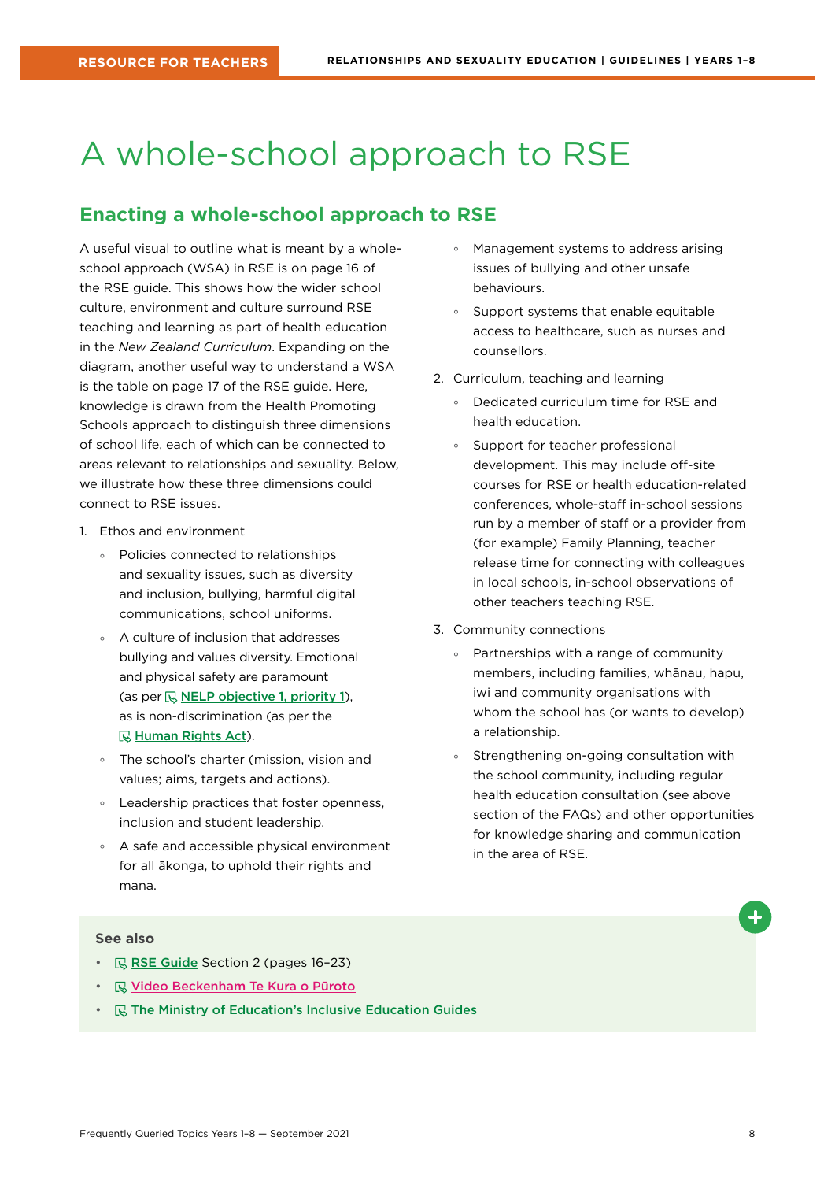# A whole-school approach to RSE

## Enacting a whole-school approach to RSE

A useful visual to outline what is meant by a whole-school approach (WSA) in RSE is on page 16 of the RSE guide. This shows how the wider school culture, environment and culture surround RSE teaching and learning as part of health education in the *New Zealand Curriculum*. Expanding on the diagram, another useful way to understand a WSA is the table on page 17 of the RSE guide. Here, knowledge is drawn from the Health Promoting Schools approach to distinguish three dimensions of school life, each of which can be connected to areas relevant to relationships and sexuality. Below, we illustrate how these three dimensions could connect to RSE issues.

1. Ethos and environment
    - Policies connected to relationships and sexuality issues, such as diversity and inclusion, bullying, harmful digital communications, school uniforms.
    - A culture of inclusion that addresses bullying and values diversity. Emotional and physical safety are paramount (as per NELP objective 1, priority 1), as is non-discrimination (as per the Human Rights Act).
    - The school's charter (mission, vision and values; aims, targets and actions).
    - Leadership practices that foster openness, inclusion and student leadership.
    - A safe and accessible physical environment for all ākonga, to uphold their rights and mana.
    - Management systems to address arising issues of bullying and other unsafe behaviours.
    - Support systems that enable equitable access to healthcare, such as nurses and counsellors.
2. Curriculum, teaching and learning
    - Dedicated curriculum time for RSE and health education.
    - Support for teacher professional development. This may include off-site courses for RSE or health education-related conferences, whole-staff in-school sessions run by a member of staff or a provider from (for example) Family Planning, teacher release time for connecting with colleagues in local schools, in-school observations of other teachers teaching RSE.
3. Community connections
    - Partnerships with a range of community members, including families, whānau, hapu, iwi and community organisations with whom the school has (or wants to develop) a relationship.
    - Strengthening on-going consultation with the school community, including regular health education consultation (see above section of the FAQs) and other opportunities for knowledge sharing and communication in the area of RSE.

**See also**

- RSE Guide Section 2 (pages 16–23)
- Video Beckenham Te Kura o Pūroto
- The Ministry of Education's Inclusive Education Guides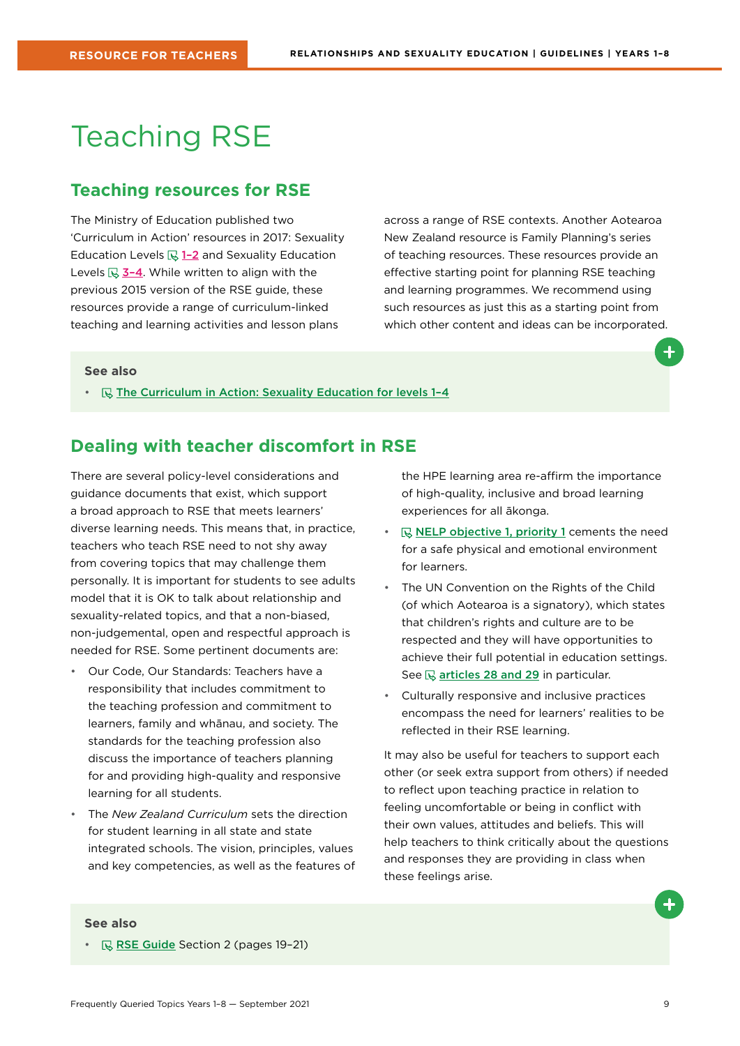# Teaching RSE

## Teaching resources for RSE

The Ministry of Education published two 'Curriculum in Action' resources in 2017: Sexuality Education Levels 1–2 and Sexuality Education Levels 3–4. While written to align with the previous 2015 version of the RSE guide, these resources provide a range of curriculum-linked teaching and learning activities and lesson plans across a range of RSE contexts. Another Aotearoa New Zealand resource is Family Planning's series of teaching resources. These resources provide an effective starting point for planning RSE teaching and learning programmes. We recommend using such resources as just this as a starting point from which other content and ideas can be incorporated.

**See also**

- The Curriculum in Action: Sexuality Education for levels 1–4

## Dealing with teacher discomfort in RSE

There are several policy-level considerations and guidance documents that exist, which support a broad approach to RSE that meets learners' diverse learning needs. This means that, in practice, teachers who teach RSE need to not shy away from covering topics that may challenge them personally. It is important for students to see adults model that it is OK to talk about relationship and sexuality-related topics, and that a non-biased, non-judgemental, open and respectful approach is needed for RSE. Some pertinent documents are:

- Our Code, Our Standards: Teachers have a responsibility that includes commitment to the teaching profession and commitment to learners, family and whānau, and society. The standards for the teaching profession also discuss the importance of teachers planning for and providing high-quality and responsive learning for all students.
- The *New Zealand Curriculum* sets the direction for student learning in all state and state integrated schools. The vision, principles, values and key competencies, as well as the features of the HPE learning area re-affirm the importance of high-quality, inclusive and broad learning experiences for all ākonga.
- NELP objective 1, priority 1 cements the need for a safe physical and emotional environment for learners.
- The UN Convention on the Rights of the Child (of which Aotearoa is a signatory), which states that children's rights and culture are to be respected and they will have opportunities to achieve their full potential in education settings. See articles 28 and 29 in particular.
- Culturally responsive and inclusive practices encompass the need for learners' realities to be reflected in their RSE learning.

It may also be useful for teachers to support each other (or seek extra support from others) if needed to reflect upon teaching practice in relation to feeling uncomfortable or being in conflict with their own values, attitudes and beliefs. This will help teachers to think critically about the questions and responses they are providing in class when these feelings arise.

**See also**

- RSE Guide Section 2 (pages 19–21)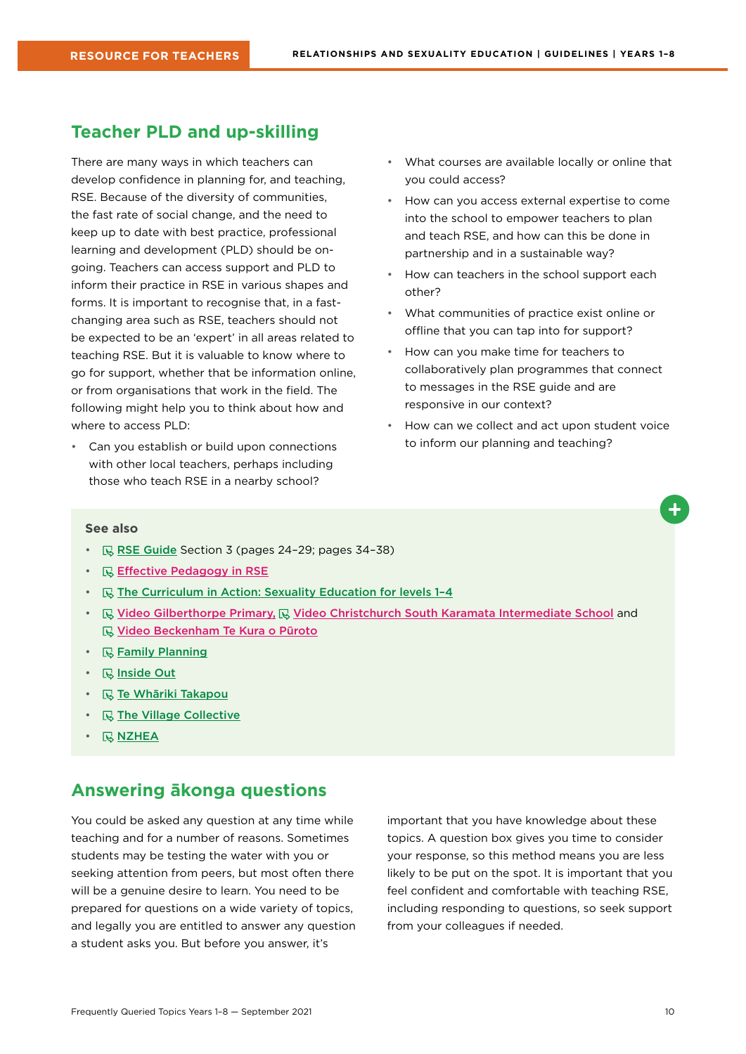## Teacher PLD and up-skilling

There are many ways in which teachers can develop confidence in planning for, and teaching, RSE. Because of the diversity of communities, the fast rate of social change, and the need to keep up to date with best practice, professional learning and development (PLD) should be on-going. Teachers can access support and PLD to inform their practice in RSE in various shapes and forms. It is important to recognise that, in a fast-changing area such as RSE, teachers should not be expected to be an 'expert' in all areas related to teaching RSE. But it is valuable to know where to go for support, whether that be information online, or from organisations that work in the field. The following might help you to think about how and where to access PLD:

- Can you establish or build upon connections with other local teachers, perhaps including those who teach RSE in a nearby school?
- What courses are available locally or online that you could access?
- How can you access external expertise to come into the school to empower teachers to plan and teach RSE, and how can this be done in partnership and in a sustainable way?
- How can teachers in the school support each other?
- What communities of practice exist online or offline that you can tap into for support?
- How can you make time for teachers to collaboratively plan programmes that connect to messages in the RSE guide and are responsive in our context?
- How can we collect and act upon student voice to inform our planning and teaching?

**See also**

- RSE Guide Section 3 (pages 24–29; pages 34–38)
- Effective Pedagogy in RSE
- The Curriculum in Action: Sexuality Education for levels 1–4
- Video Gilberthorpe Primary, Video Christchurch South Karamata Intermediate School and Video Beckenham Te Kura o Pūroto
- Family Planning
- Inside Out
- Te Whāriki Takapou
- The Village Collective
- NZHEA

## Answering ākonga questions

You could be asked any question at any time while teaching and for a number of reasons. Sometimes students may be testing the water with you or seeking attention from peers, but most often there will be a genuine desire to learn. You need to be prepared for questions on a wide variety of topics, and legally you are entitled to answer any question a student asks you. But before you answer, it's important that you have knowledge about these topics. A question box gives you time to consider your response, so this method means you are less likely to be put on the spot. It is important that you feel confident and comfortable with teaching RSE, including responding to questions, so seek support from your colleagues if needed.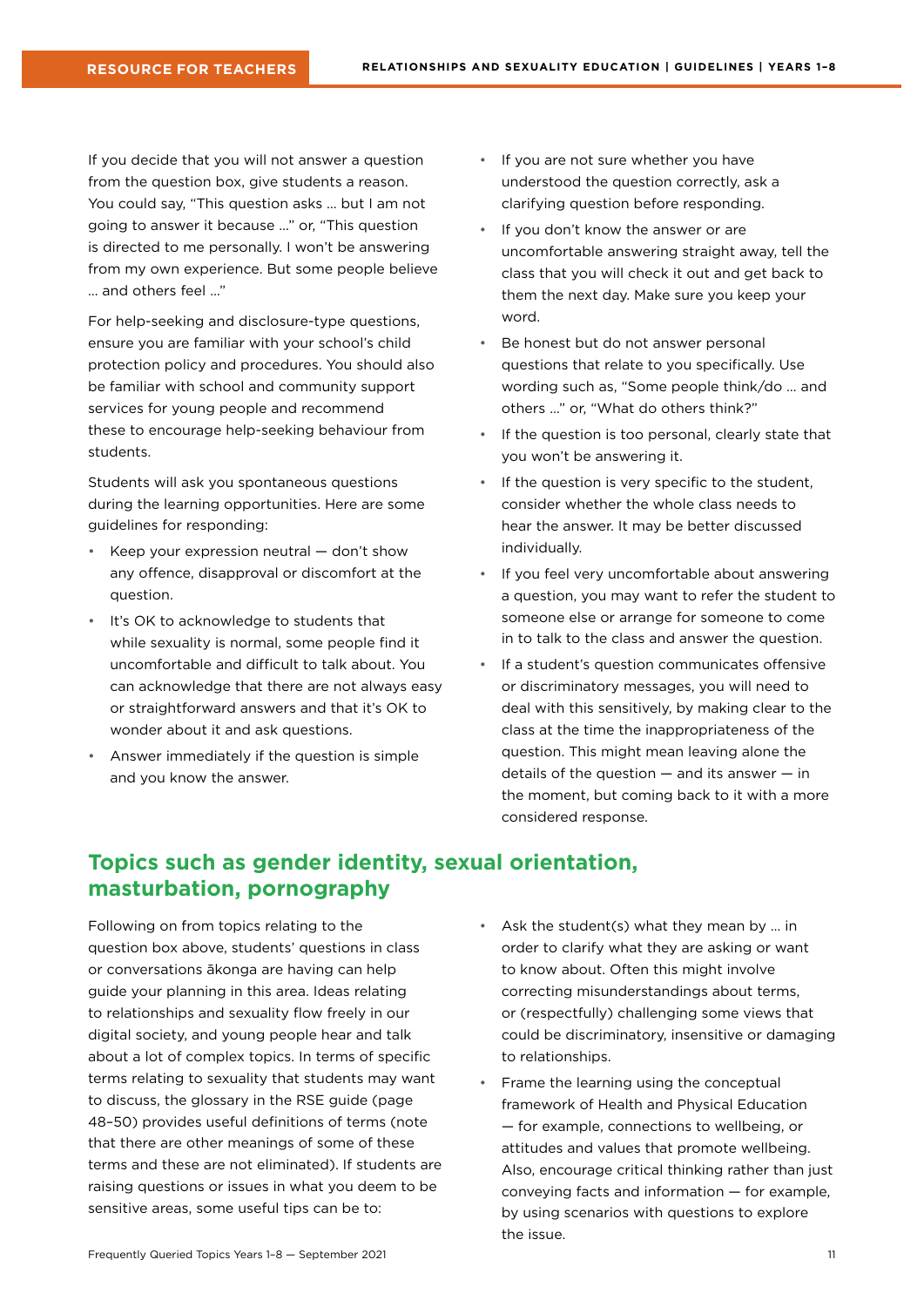If you decide that you will not answer a question from the question box, give students a reason. You could say, “This question asks … but I am not going to answer it because …” or, “This question is directed to me personally. I won’t be answering from my own experience. But some people believe … and others feel …”

For help-seeking and disclosure-type questions, ensure you are familiar with your school’s child protection policy and procedures. You should also be familiar with school and community support services for young people and recommend these to encourage help-seeking behaviour from students.

Students will ask you spontaneous questions during the learning opportunities. Here are some guidelines for responding:

- Keep your expression neutral — don’t show any offence, disapproval or discomfort at the question.
- It’s OK to acknowledge to students that while sexuality is normal, some people find it uncomfortable and difficult to talk about. You can acknowledge that there are not always easy or straightforward answers and that it’s OK to wonder about it and ask questions.
- Answer immediately if the question is simple and you know the answer.
- If you are not sure whether you have understood the question correctly, ask a clarifying question before responding.
- If you don’t know the answer or are uncomfortable answering straight away, tell the class that you will check it out and get back to them the next day. Make sure you keep your word.
- Be honest but do not answer personal questions that relate to you specifically. Use wording such as, “Some people think/do … and others …” or, “What do others think?”
- If the question is too personal, clearly state that you won’t be answering it.
- If the question is very specific to the student, consider whether the whole class needs to hear the answer. It may be better discussed individually.
- If you feel very uncomfortable about answering a question, you may want to refer the student to someone else or arrange for someone to come in to talk to the class and answer the question.
- If a student’s question communicates offensive or discriminatory messages, you will need to deal with this sensitively, by making clear to the class at the time the inappropriateness of the question. This might mean leaving alone the details of the question — and its answer — in the moment, but coming back to it with a more considered response.

## Topics such as gender identity, sexual orientation, masturbation, pornography

Following on from topics relating to the question box above, students’ questions in class or conversations ākonga are having can help guide your planning in this area. Ideas relating to relationships and sexuality flow freely in our digital society, and young people hear and talk about a lot of complex topics. In terms of specific terms relating to sexuality that students may want to discuss, the glossary in the RSE guide (page 48–50) provides useful definitions of terms (note that there are other meanings of some of these terms and these are not eliminated). If students are raising questions or issues in what you deem to be sensitive areas, some useful tips can be to:

- Ask the student(s) what they mean by … in order to clarify what they are asking or want to know about. Often this might involve correcting misunderstandings about terms, or (respectfully) challenging some views that could be discriminatory, insensitive or damaging to relationships.
- Frame the learning using the conceptual framework of Health and Physical Education — for example, connections to wellbeing, or attitudes and values that promote wellbeing. Also, encourage critical thinking rather than just conveying facts and information — for example, by using scenarios with questions to explore the issue.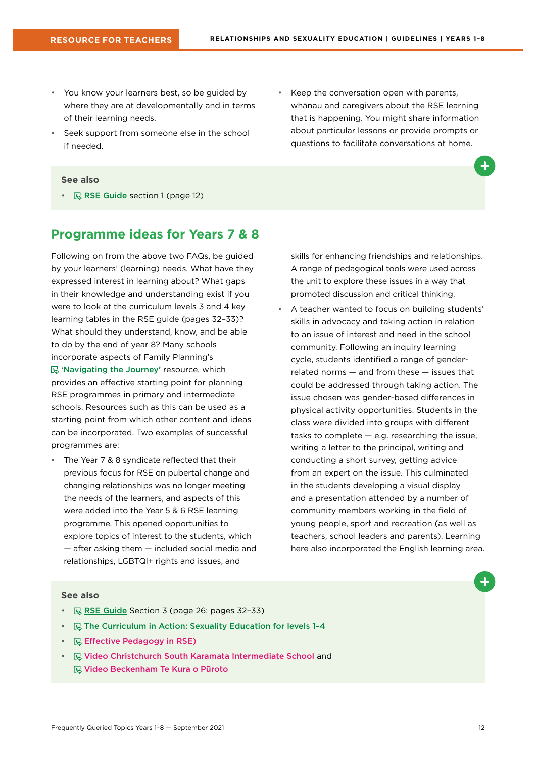- You know your learners best, so be guided by where they are at developmentally and in terms of their learning needs.
- Seek support from someone else in the school if needed.
- Keep the conversation open with parents, whānau and caregivers about the RSE learning that is happening. You might share information about particular lessons or provide prompts or questions to facilitate conversations at home.

**See also**

- RSE Guide section 1 (page 12)

## Programme ideas for Years 7 & 8

Following on from the above two FAQs, be guided by your learners' (learning) needs. What have they expressed interest in learning about? What gaps in their knowledge and understanding exist if you were to look at the curriculum levels 3 and 4 key learning tables in the RSE guide (pages 32–33)? What should they understand, know, and be able to do by the end of year 8? Many schools incorporate aspects of Family Planning's 'Navigating the Journey' resource, which provides an effective starting point for planning RSE programmes in primary and intermediate schools. Resources such as this can be used as a starting point from which other content and ideas can be incorporated. Two examples of successful programmes are:

- The Year 7 & 8 syndicate reflected that their previous focus for RSE on pubertal change and changing relationships was no longer meeting the needs of the learners, and aspects of this were added into the Year 5 & 6 RSE learning programme. This opened opportunities to explore topics of interest to the students, which — after asking them — included social media and relationships, LGBTQI+ rights and issues, and skills for enhancing friendships and relationships. A range of pedagogical tools were used across the unit to explore these issues in a way that promoted discussion and critical thinking.
- A teacher wanted to focus on building students' skills in advocacy and taking action in relation to an issue of interest and need in the school community. Following an inquiry learning cycle, students identified a range of gender-related norms — and from these — issues that could be addressed through taking action. The issue chosen was gender-based differences in physical activity opportunities. Students in the class were divided into groups with different tasks to complete — e.g. researching the issue, writing a letter to the principal, writing and conducting a short survey, getting advice from an expert on the issue. This culminated in the students developing a visual display and a presentation attended by a number of community members working in the field of young people, sport and recreation (as well as teachers, school leaders and parents). Learning here also incorporated the English learning area.

**See also**

- RSE Guide Section 3 (page 26; pages 32–33)
- The Curriculum in Action: Sexuality Education for levels 1–4
- Effective Pedagogy in RSE)
- Video Christchurch South Karamata Intermediate School and Video Beckenham Te Kura o Pūroto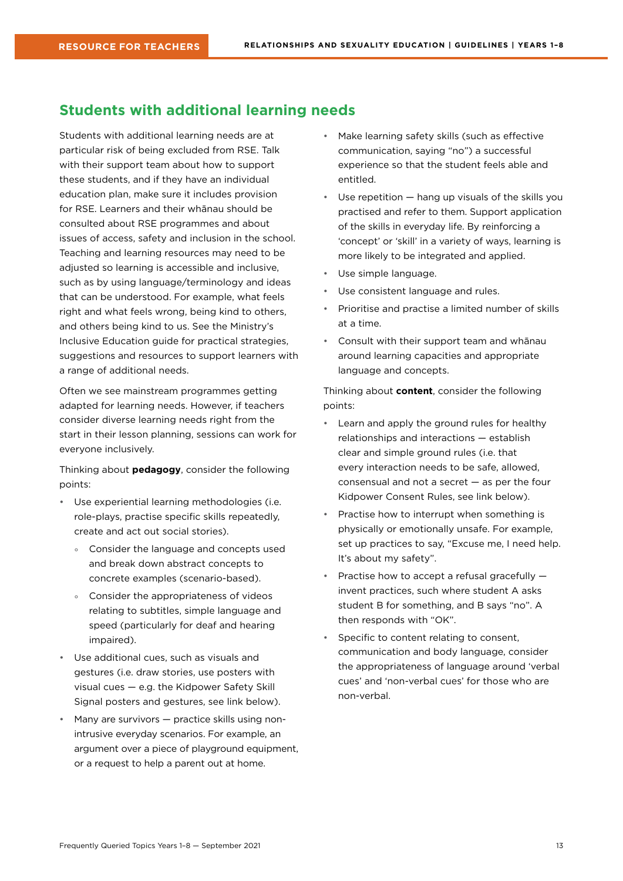## Students with additional learning needs

Students with additional learning needs are at particular risk of being excluded from RSE. Talk with their support team about how to support these students, and if they have an individual education plan, make sure it includes provision for RSE. Learners and their whānau should be consulted about RSE programmes and about issues of access, safety and inclusion in the school. Teaching and learning resources may need to be adjusted so learning is accessible and inclusive, such as by using language/terminology and ideas that can be understood. For example, what feels right and what feels wrong, being kind to others, and others being kind to us. See the Ministry's Inclusive Education guide for practical strategies, suggestions and resources to support learners with a range of additional needs.

Often we see mainstream programmes getting adapted for learning needs. However, if teachers consider diverse learning needs right from the start in their lesson planning, sessions can work for everyone inclusively.

Thinking about **pedagogy**, consider the following points:

- Use experiential learning methodologies (i.e. role-plays, practise specific skills repeatedly, create and act out social stories).
    - Consider the language and concepts used and break down abstract concepts to concrete examples (scenario-based).
    - Consider the appropriateness of videos relating to subtitles, simple language and speed (particularly for deaf and hearing impaired).
- Use additional cues, such as visuals and gestures (i.e. draw stories, use posters with visual cues — e.g. the Kidpower Safety Skill Signal posters and gestures, see link below).
- Many are survivors — practice skills using non-intrusive everyday scenarios. For example, an argument over a piece of playground equipment, or a request to help a parent out at home.
- Make learning safety skills (such as effective communication, saying "no") a successful experience so that the student feels able and entitled.
- Use repetition — hang up visuals of the skills you practised and refer to them. Support application of the skills in everyday life. By reinforcing a 'concept' or 'skill' in a variety of ways, learning is more likely to be integrated and applied.
- Use simple language.
- Use consistent language and rules.
- Prioritise and practise a limited number of skills at a time.
- Consult with their support team and whānau around learning capacities and appropriate language and concepts.

Thinking about **content**, consider the following points:

- Learn and apply the ground rules for healthy relationships and interactions — establish clear and simple ground rules (i.e. that every interaction needs to be safe, allowed, consensual and not a secret — as per the four Kidpower Consent Rules, see link below).
- Practise how to interrupt when something is physically or emotionally unsafe. For example, set up practices to say, "Excuse me, I need help. It's about my safety".
- Practise how to accept a refusal gracefully — invent practices, such where student A asks student B for something, and B says "no". A then responds with "OK".
- Specific to content relating to consent, communication and body language, consider the appropriateness of language around 'verbal cues' and 'non-verbal cues' for those who are non-verbal.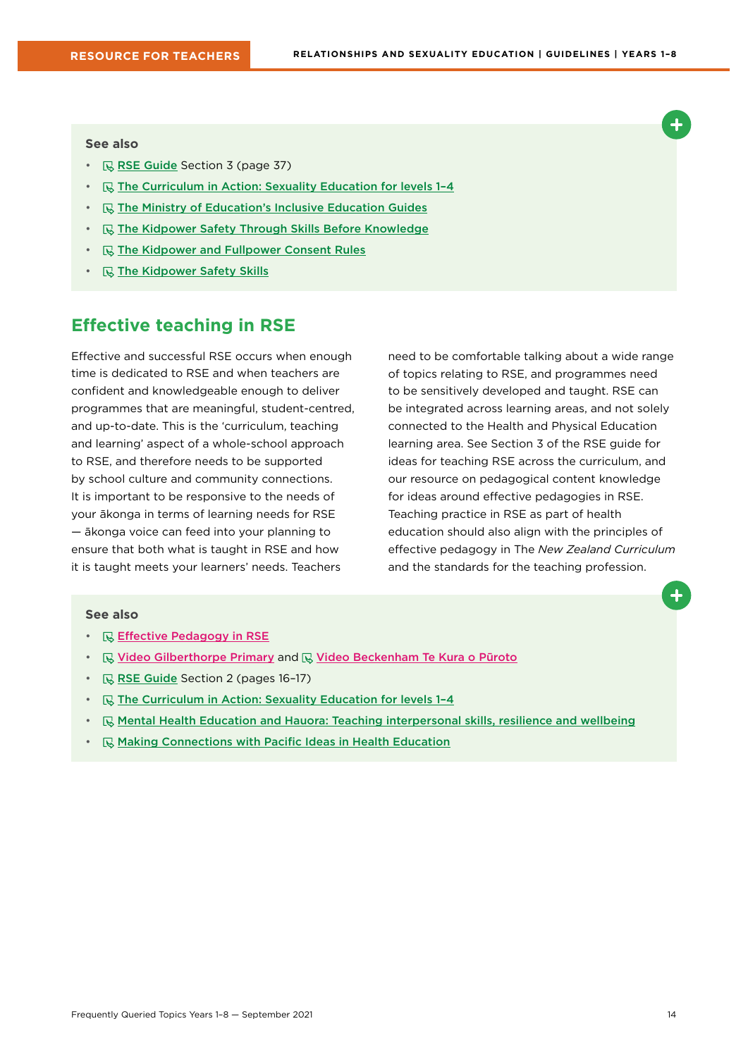**See also**

- RSE Guide Section 3 (page 37)
- The Curriculum in Action: Sexuality Education for levels 1–4
- The Ministry of Education's Inclusive Education Guides
- The Kidpower Safety Through Skills Before Knowledge
- The Kidpower and Fullpower Consent Rules
- The Kidpower Safety Skills

## Effective teaching in RSE

Effective and successful RSE occurs when enough time is dedicated to RSE and when teachers are confident and knowledgeable enough to deliver programmes that are meaningful, student-centred, and up-to-date. This is the 'curriculum, teaching and learning' aspect of a whole-school approach to RSE, and therefore needs to be supported by school culture and community connections. It is important to be responsive to the needs of your ākonga in terms of learning needs for RSE — ākonga voice can feed into your planning to ensure that both what is taught in RSE and how it is taught meets your learners' needs. Teachers need to be comfortable talking about a wide range of topics relating to RSE, and programmes need to be sensitively developed and taught. RSE can be integrated across learning areas, and not solely connected to the Health and Physical Education learning area. See Section 3 of the RSE guide for ideas for teaching RSE across the curriculum, and our resource on pedagogical content knowledge for ideas around effective pedagogies in RSE. Teaching practice in RSE as part of health education should also align with the principles of effective pedagogy in The *New Zealand Curriculum* and the standards for the teaching profession.

**See also**

- Effective Pedagogy in RSE
- Video Gilberthorpe Primary and Video Beckenham Te Kura o Pūroto
- RSE Guide Section 2 (pages 16–17)
- The Curriculum in Action: Sexuality Education for levels 1–4
- Mental Health Education and Hauora: Teaching interpersonal skills, resilience and wellbeing
- Making Connections with Pacific Ideas in Health Education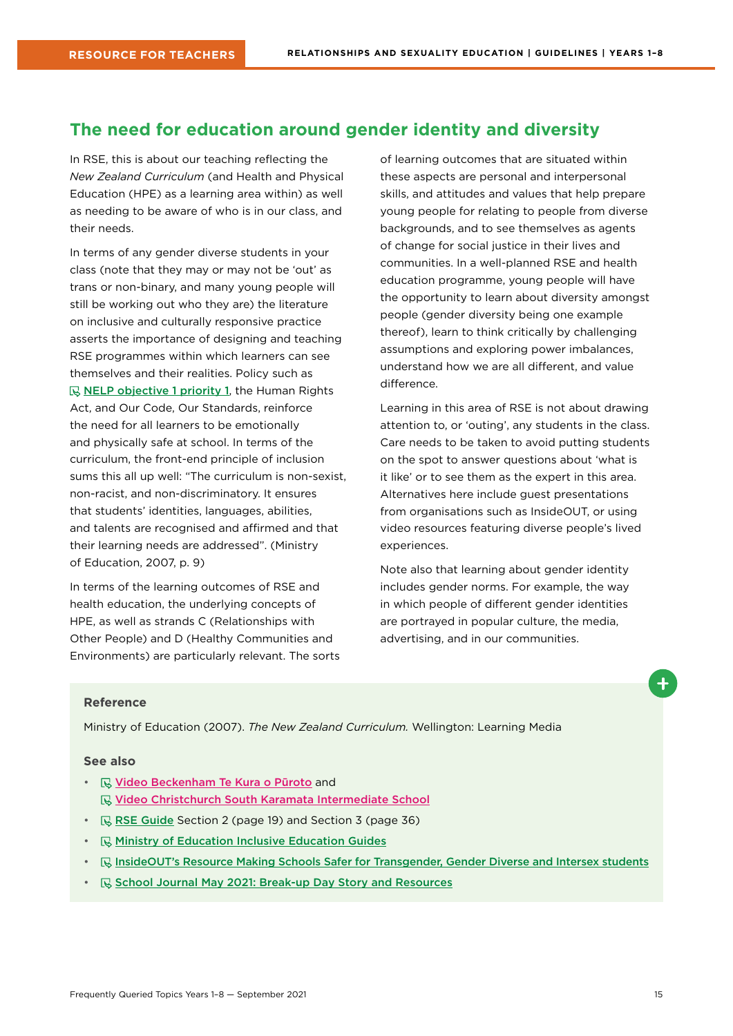## The need for education around gender identity and diversity

In RSE, this is about our teaching reflecting the *New Zealand Curriculum* (and Health and Physical Education (HPE) as a learning area within) as well as needing to be aware of who is in our class, and their needs.

In terms of any gender diverse students in your class (note that they may or may not be 'out' as trans or non-binary, and many young people will still be working out who they are) the literature on inclusive and culturally responsive practice asserts the importance of designing and teaching RSE programmes within which learners can see themselves and their realities. Policy such as NELP objective 1 priority 1, the Human Rights Act, and Our Code, Our Standards, reinforce the need for all learners to be emotionally and physically safe at school. In terms of the curriculum, the front-end principle of inclusion sums this all up well: "The curriculum is non-sexist, non-racist, and non-discriminatory. It ensures that students' identities, languages, abilities, and talents are recognised and affirmed and that their learning needs are addressed". (Ministry of Education, 2007, p. 9)

In terms of the learning outcomes of RSE and health education, the underlying concepts of HPE, as well as strands C (Relationships with Other People) and D (Healthy Communities and Environments) are particularly relevant. The sorts of learning outcomes that are situated within these aspects are personal and interpersonal skills, and attitudes and values that help prepare young people for relating to people from diverse backgrounds, and to see themselves as agents of change for social justice in their lives and communities. In a well-planned RSE and health education programme, young people will have the opportunity to learn about diversity amongst people (gender diversity being one example thereof), learn to think critically by challenging assumptions and exploring power imbalances, understand how we are all different, and value difference.

Learning in this area of RSE is not about drawing attention to, or 'outing', any students in the class. Care needs to be taken to avoid putting students on the spot to answer questions about 'what is it like' or to see them as the expert in this area. Alternatives here include guest presentations from organisations such as InsideOUT, or using video resources featuring diverse people's lived experiences.

Note also that learning about gender identity includes gender norms. For example, the way in which people of different gender identities are portrayed in popular culture, the media, advertising, and in our communities.

**Reference**

Ministry of Education (2007). *The New Zealand Curriculum.* Wellington: Learning Media

**See also**

- Video Beckenham Te Kura o Pūroto and Video Christchurch South Karamata Intermediate School
- RSE Guide Section 2 (page 19) and Section 3 (page 36)
- Ministry of Education Inclusive Education Guides
- InsideOUT's Resource Making Schools Safer for Transgender, Gender Diverse and Intersex students
- School Journal May 2021: Break-up Day Story and Resources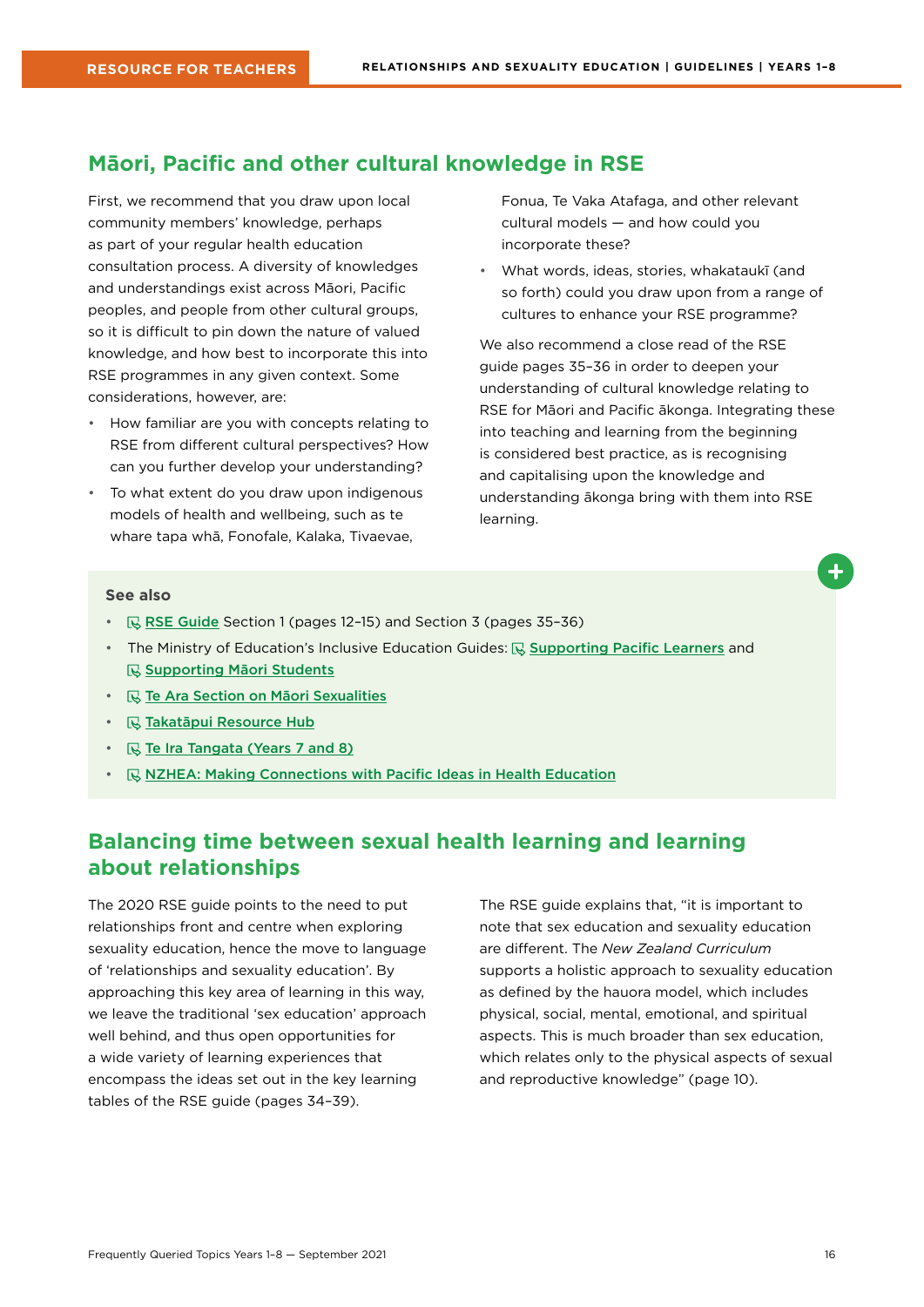## Māori, Pacific and other cultural knowledge in RSE

First, we recommend that you draw upon local community members' knowledge, perhaps as part of your regular health education consultation process. A diversity of knowledges and understandings exist across Māori, Pacific peoples, and people from other cultural groups, so it is difficult to pin down the nature of valued knowledge, and how best to incorporate this into RSE programmes in any given context. Some considerations, however, are:

- How familiar are you with concepts relating to RSE from different cultural perspectives? How can you further develop your understanding?
- To what extent do you draw upon indigenous models of health and wellbeing, such as te whare tapa whā, Fonofale, Kalaka, Tivaevae, Fonua, Te Vaka Atafaga, and other relevant cultural models — and how could you incorporate these?
- What words, ideas, stories, whakataukī (and so forth) could you draw upon from a range of cultures to enhance your RSE programme?

We also recommend a close read of the RSE guide pages 35–36 in order to deepen your understanding of cultural knowledge relating to RSE for Māori and Pacific ākonga. Integrating these into teaching and learning from the beginning is considered best practice, as is recognising and capitalising upon the knowledge and understanding ākonga bring with them into RSE learning.

**See also**

- RSE Guide Section 1 (pages 12–15) and Section 3 (pages 35–36)
- The Ministry of Education's Inclusive Education Guides: Supporting Pacific Learners and Supporting Māori Students
- Te Ara Section on Māori Sexualities
- Takatāpui Resource Hub
- Te Ira Tangata (Years 7 and 8)
- NZHEA: Making Connections with Pacific Ideas in Health Education

## Balancing time between sexual health learning and learning about relationships

The 2020 RSE guide points to the need to put relationships front and centre when exploring sexuality education, hence the move to language of 'relationships and sexuality education'. By approaching this key area of learning in this way, we leave the traditional 'sex education' approach well behind, and thus open opportunities for a wide variety of learning experiences that encompass the ideas set out in the key learning tables of the RSE guide (pages 34–39).

The RSE guide explains that, "it is important to note that sex education and sexuality education are different. The *New Zealand Curriculum* supports a holistic approach to sexuality education as defined by the hauora model, which includes physical, social, mental, emotional, and spiritual aspects. This is much broader than sex education, which relates only to the physical aspects of sexual and reproductive knowledge" (page 10).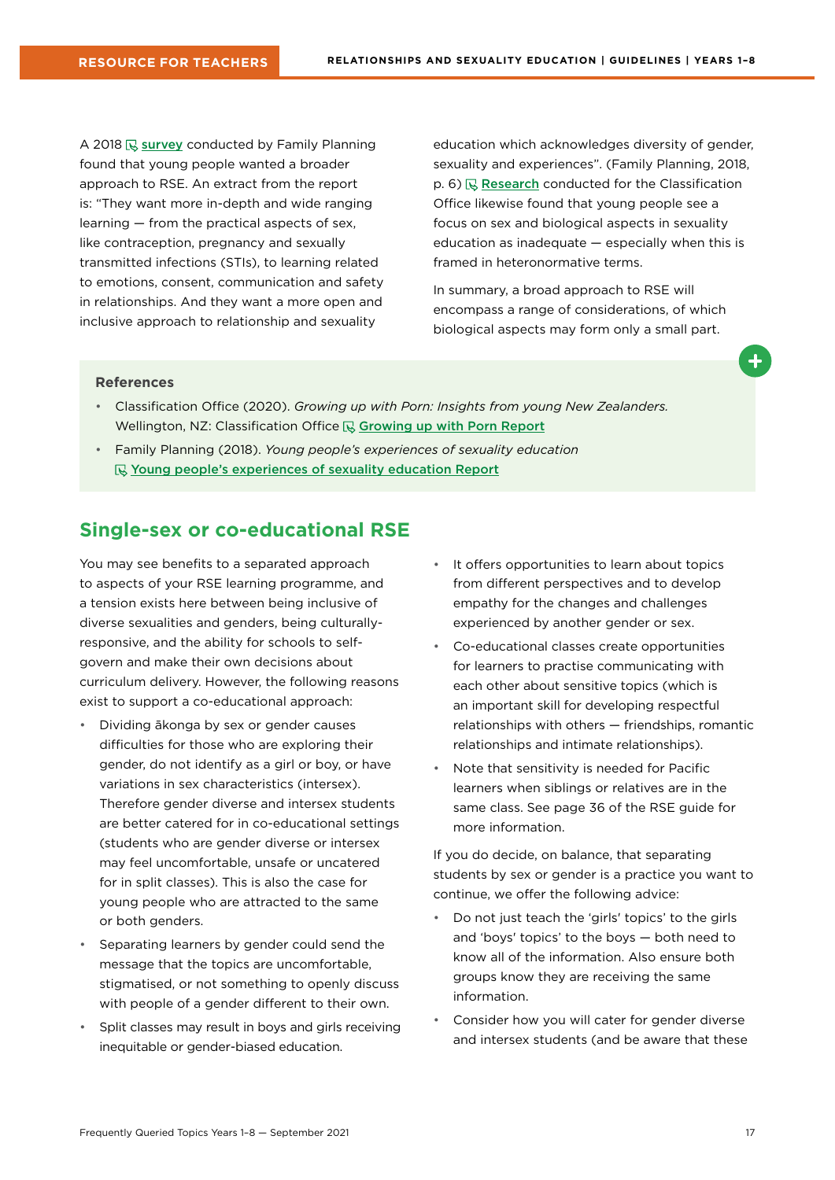A 2018 survey conducted by Family Planning found that young people wanted a broader approach to RSE. An extract from the report is: "They want more in-depth and wide ranging learning — from the practical aspects of sex, like contraception, pregnancy and sexually transmitted infections (STIs), to learning related to emotions, consent, communication and safety in relationships. And they want a more open and inclusive approach to relationship and sexuality education which acknowledges diversity of gender, sexuality and experiences". (Family Planning, 2018, p. 6) Research conducted for the Classification Office likewise found that young people see a focus on sex and biological aspects in sexuality education as inadequate — especially when this is framed in heteronormative terms.

In summary, a broad approach to RSE will encompass a range of considerations, of which biological aspects may form only a small part.

**References**

- Classification Office (2020). *Growing up with Porn: Insights from young New Zealanders.* Wellington, NZ: Classification Office Growing up with Porn Report
- Family Planning (2018). *Young people's experiences of sexuality education* Young people's experiences of sexuality education Report

## Single-sex or co-educational RSE

You may see benefits to a separated approach to aspects of your RSE learning programme, and a tension exists here between being inclusive of diverse sexualities and genders, being culturally-responsive, and the ability for schools to self-govern and make their own decisions about curriculum delivery. However, the following reasons exist to support a co-educational approach:

- Dividing ākonga by sex or gender causes difficulties for those who are exploring their gender, do not identify as a girl or boy, or have variations in sex characteristics (intersex). Therefore gender diverse and intersex students are better catered for in co-educational settings (students who are gender diverse or intersex may feel uncomfortable, unsafe or uncatered for in split classes). This is also the case for young people who are attracted to the same or both genders.
- Separating learners by gender could send the message that the topics are uncomfortable, stigmatised, or not something to openly discuss with people of a gender different to their own.
- Split classes may result in boys and girls receiving inequitable or gender-biased education.
- It offers opportunities to learn about topics from different perspectives and to develop empathy for the changes and challenges experienced by another gender or sex.
- Co-educational classes create opportunities for learners to practise communicating with each other about sensitive topics (which is an important skill for developing respectful relationships with others — friendships, romantic relationships and intimate relationships).
- Note that sensitivity is needed for Pacific learners when siblings or relatives are in the same class. See page 36 of the RSE guide for more information.

If you do decide, on balance, that separating students by sex or gender is a practice you want to continue, we offer the following advice:

- Do not just teach the 'girls' topics' to the girls and 'boys' topics' to the boys — both need to know all of the information. Also ensure both groups know they are receiving the same information.
- Consider how you will cater for gender diverse and intersex students (and be aware that these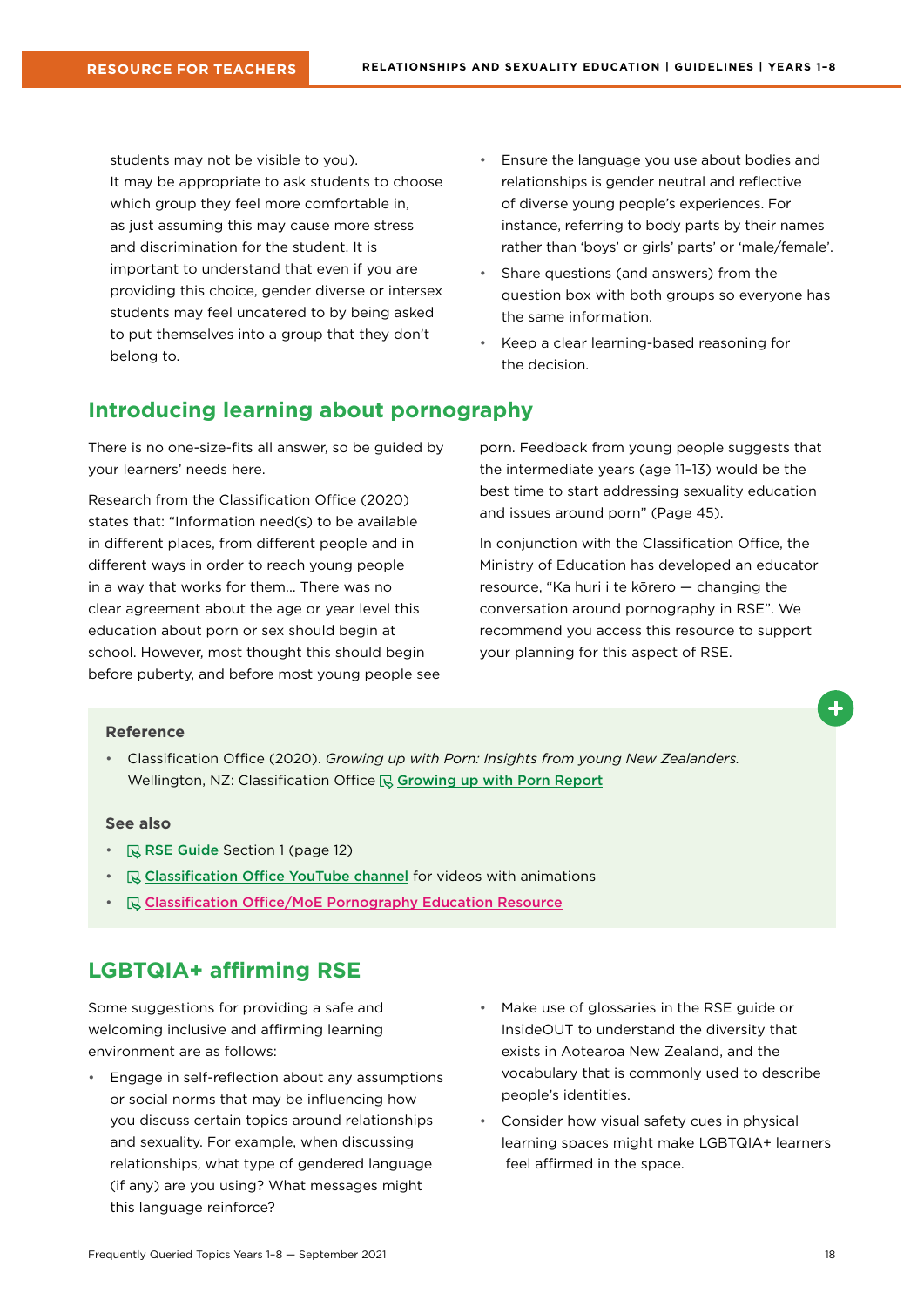students may not be visible to you).
It may be appropriate to ask students to choose which group they feel more comfortable in, as just assuming this may cause more stress and discrimination for the student. It is important to understand that even if you are providing this choice, gender diverse or intersex students may feel uncatered to by being asked to put themselves into a group that they don't belong to.

- Ensure the language you use about bodies and relationships is gender neutral and reflective of diverse young people's experiences. For instance, referring to body parts by their names rather than 'boys' or girls' parts' or 'male/female'.
- Share questions (and answers) from the question box with both groups so everyone has the same information.
- Keep a clear learning-based reasoning for the decision.

## Introducing learning about pornography

There is no one-size-fits all answer, so be guided by your learners' needs here.

Research from the Classification Office (2020) states that: "Information need(s) to be available in different places, from different people and in different ways in order to reach young people in a way that works for them... There was no clear agreement about the age or year level this education about porn or sex should begin at school. However, most thought this should begin before puberty, and before most young people see porn. Feedback from young people suggests that the intermediate years (age 11–13) would be the best time to start addressing sexuality education and issues around porn" (Page 45).

In conjunction with the Classification Office, the Ministry of Education has developed an educator resource, "Ka huri i te kōrero — changing the conversation around pornography in RSE". We recommend you access this resource to support your planning for this aspect of RSE.

### Reference

- Classification Office (2020). *Growing up with Porn: Insights from young New Zealanders.* Wellington, NZ: Classification Office Growing up with Porn Report

### See also

- RSE Guide Section 1 (page 12)
- Classification Office YouTube channel for videos with animations
- Classification Office/MoE Pornography Education Resource

## LGBTQIA+ affirming RSE

Some suggestions for providing a safe and welcoming inclusive and affirming learning environment are as follows:

- Engage in self-reflection about any assumptions or social norms that may be influencing how you discuss certain topics around relationships and sexuality. For example, when discussing relationships, what type of gendered language (if any) are you using? What messages might this language reinforce?
- Make use of glossaries in the RSE guide or InsideOUT to understand the diversity that exists in Aotearoa New Zealand, and the vocabulary that is commonly used to describe people's identities.
- Consider how visual safety cues in physical learning spaces might make LGBTQIA+ learners feel affirmed in the space.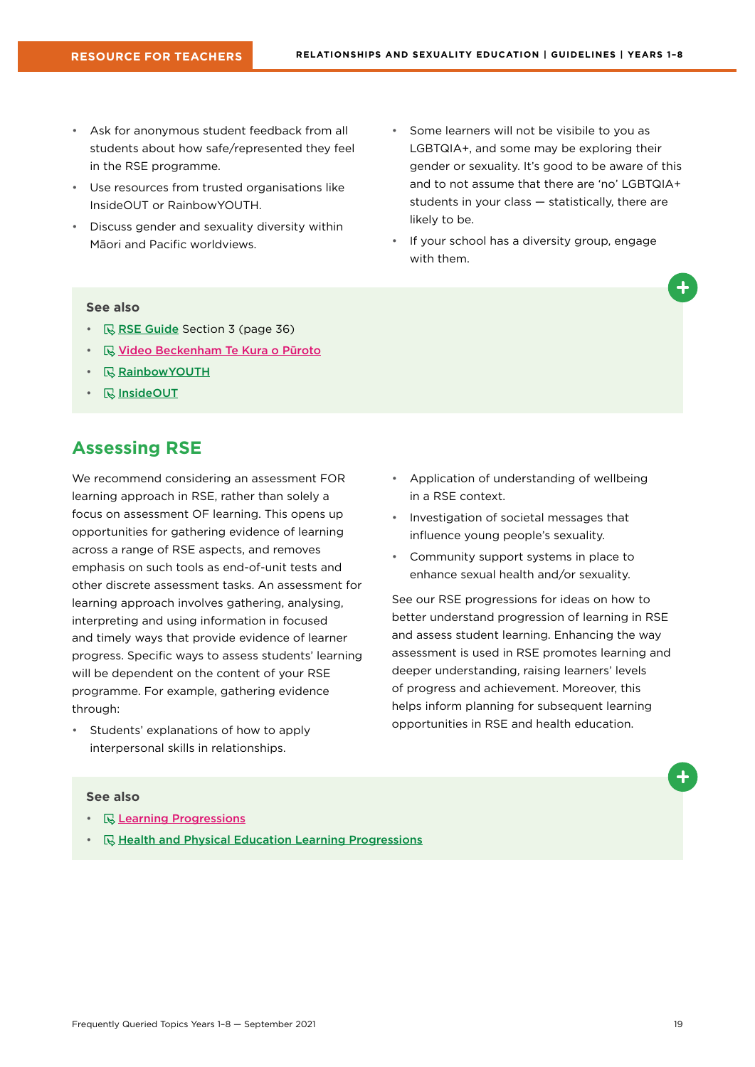- Ask for anonymous student feedback from all students about how safe/represented they feel in the RSE programme.
- Use resources from trusted organisations like InsideOUT or RainbowYOUTH.
- Discuss gender and sexuality diversity within Māori and Pacific worldviews.
- Some learners will not be visibile to you as LGBTQIA+, and some may be exploring their gender or sexuality. It's good to be aware of this and to not assume that there are 'no' LGBTQIA+ students in your class — statistically, there are likely to be.
- If your school has a diversity group, engage with them.

**See also**

- RSE Guide Section 3 (page 36)
- Video Beckenham Te Kura o Pūroto
- RainbowYOUTH
- InsideOUT

## Assessing RSE

We recommend considering an assessment FOR learning approach in RSE, rather than solely a focus on assessment OF learning. This opens up opportunities for gathering evidence of learning across a range of RSE aspects, and removes emphasis on such tools as end-of-unit tests and other discrete assessment tasks. An assessment for learning approach involves gathering, analysing, interpreting and using information in focused and timely ways that provide evidence of learner progress. Specific ways to assess students' learning will be dependent on the content of your RSE programme. For example, gathering evidence through:

- Students' explanations of how to apply interpersonal skills in relationships.
- Application of understanding of wellbeing in a RSE context.
- Investigation of societal messages that influence young people's sexuality.
- Community support systems in place to enhance sexual health and/or sexuality.

See our RSE progressions for ideas on how to better understand progression of learning in RSE and assess student learning. Enhancing the way assessment is used in RSE promotes learning and deeper understanding, raising learners' levels of progress and achievement. Moreover, this helps inform planning for subsequent learning opportunities in RSE and health education.

**See also**

- Learning Progressions
- Health and Physical Education Learning Progressions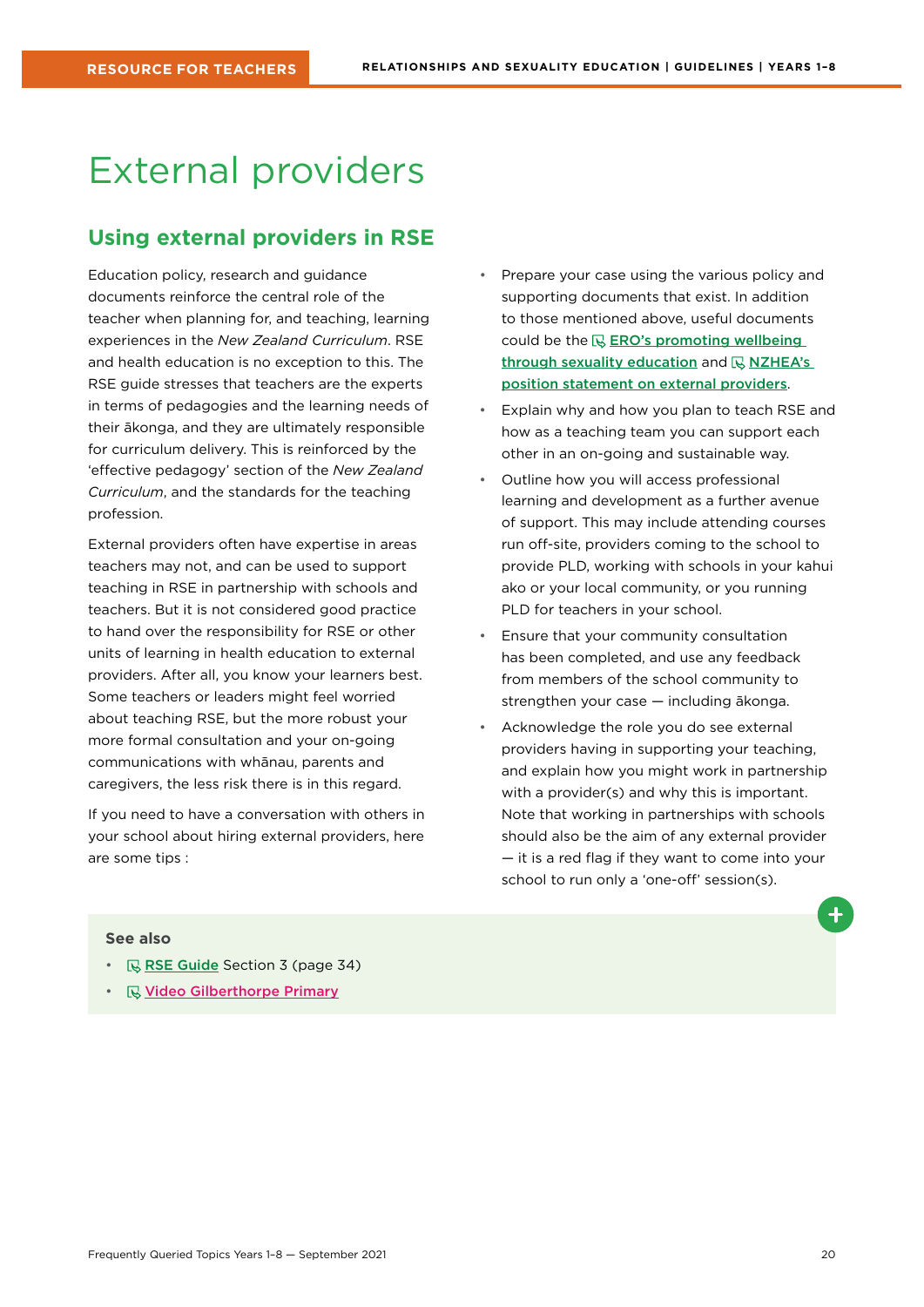# External providers

## Using external providers in RSE

Education policy, research and guidance documents reinforce the central role of the teacher when planning for, and teaching, learning experiences in the *New Zealand Curriculum*. RSE and health education is no exception to this. The RSE guide stresses that teachers are the experts in terms of pedagogies and the learning needs of their ākonga, and they are ultimately responsible for curriculum delivery. This is reinforced by the 'effective pedagogy' section of the *New Zealand Curriculum*, and the standards for the teaching profession.

External providers often have expertise in areas teachers may not, and can be used to support teaching in RSE in partnership with schools and teachers. But it is not considered good practice to hand over the responsibility for RSE or other units of learning in health education to external providers. After all, you know your learners best. Some teachers or leaders might feel worried about teaching RSE, but the more robust your more formal consultation and your on-going communications with whānau, parents and caregivers, the less risk there is in this regard.

If you need to have a conversation with others in your school about hiring external providers, here are some tips :

- Prepare your case using the various policy and supporting documents that exist. In addition to those mentioned above, useful documents could be the **ERO's promoting wellbeing through sexuality education** and **NZHEA's position statement on external providers**.
- Explain why and how you plan to teach RSE and how as a teaching team you can support each other in an on-going and sustainable way.
- Outline how you will access professional learning and development as a further avenue of support. This may include attending courses run off-site, providers coming to the school to provide PLD, working with schools in your kahui ako or your local community, or you running PLD for teachers in your school.
- Ensure that your community consultation has been completed, and use any feedback from members of the school community to strengthen your case — including ākonga.
- Acknowledge the role you do see external providers having in supporting your teaching, and explain how you might work in partnership with a provider(s) and why this is important. Note that working in partnerships with schools should also be the aim of any external provider — it is a red flag if they want to come into your school to run only a 'one-off' session(s).

**See also**

- **RSE Guide** Section 3 (page 34)
- **Video Gilberthorpe Primary**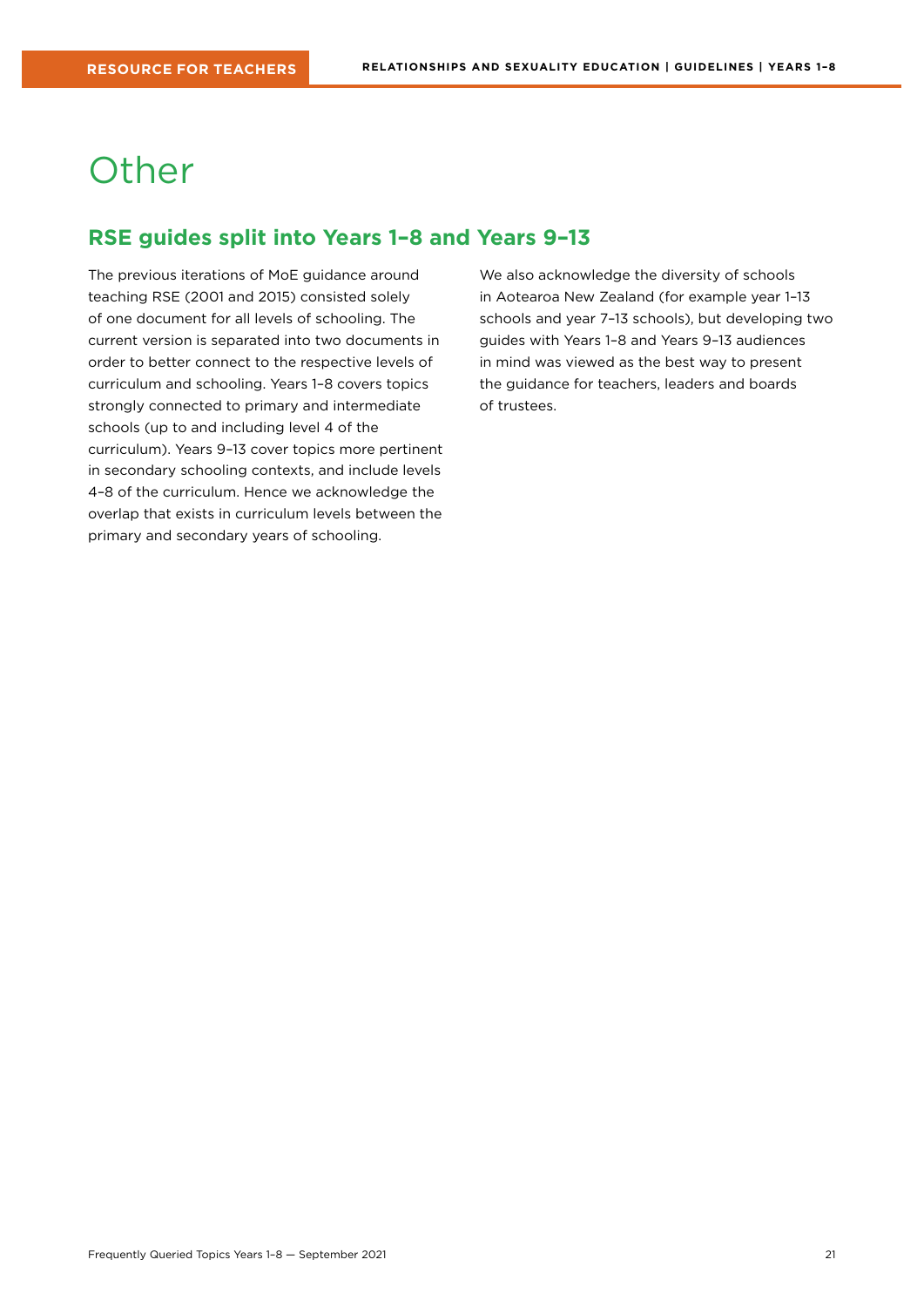# Other

## RSE guides split into Years 1–8 and Years 9–13

The previous iterations of MoE guidance around teaching RSE (2001 and 2015) consisted solely of one document for all levels of schooling. The current version is separated into two documents in order to better connect to the respective levels of curriculum and schooling. Years 1–8 covers topics strongly connected to primary and intermediate schools (up to and including level 4 of the curriculum). Years 9–13 cover topics more pertinent in secondary schooling contexts, and include levels 4–8 of the curriculum. Hence we acknowledge the overlap that exists in curriculum levels between the primary and secondary years of schooling.

We also acknowledge the diversity of schools in Aotearoa New Zealand (for example year 1–13 schools and year 7–13 schools), but developing two guides with Years 1–8 and Years 9–13 audiences in mind was viewed as the best way to present the guidance for teachers, leaders and boards of trustees.